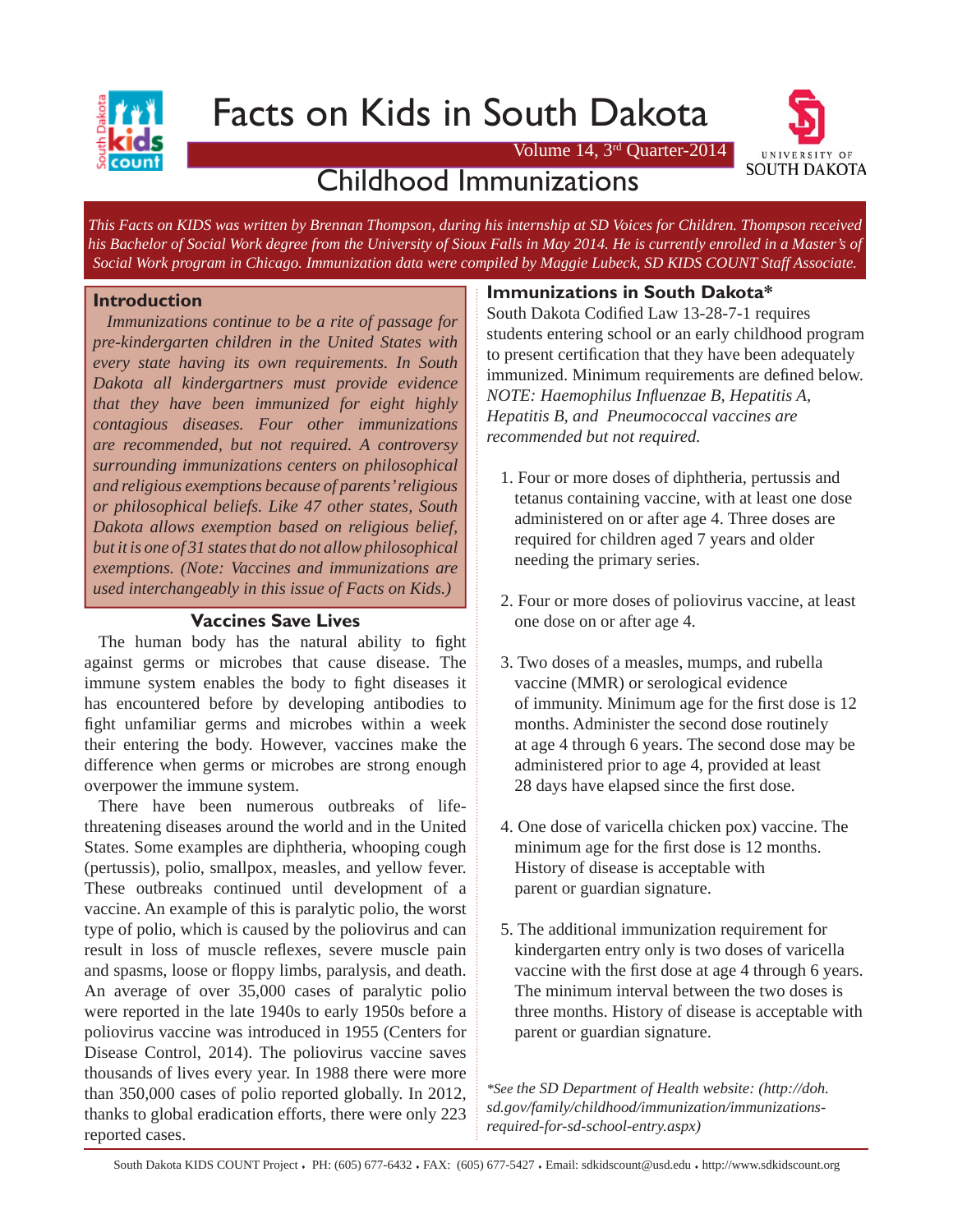# Facts on Kids in South Dakota

Volume 14, 3rd Quarter-2014

## Childhood Immunizations

*This Facts on KIDS was written by Brennan Thompson, during his internship at SD Voices for Children. Thompson received his Bachelor of Social Work degree from the University of Sioux Falls in May 2014. He is currently enrolled in a Master's of Social Work program in Chicago. Immunization data were compiled by Maggie Lubeck, SD KIDS COUNT Staff Associate.*

### Introduction

*Immunizations continue to be a rite of passage for pre-kindergarten children in the United States with every state having its own requirements. In South Dakota all kindergartners must provide evidence that they have been immunized for eight highly contagious diseases. Four other immunizations are recommended, but not required. A controversy surrounding immunizations centers on philosophical and religious exemptions because of parents' religious or philosophical beliefs. Like 47 other states, South Dakota allows exemption based on religious belief, but it is one of 31 states that do not allow philosophical exemptions. (Note: Vaccines and immunizations are used interchangeably in this issue of Facts on Kids.)*

### Vaccines Save Lives

The human body has the natural ability to fight against germs or microbes that cause disease. The immune system enables the body to fight diseases it has encountered before by developing antibodies to fight unfamiliar germs and microbes within a week their entering the body. However, vaccines make the difference when germs or microbes are strong enough overpower the immune system.

There have been numerous outbreaks of life-threatening diseases around the world and in the United States. Some examples are diphtheria, whooping cough (pertussis), polio, smallpox, measles, and yellow fever. These outbreaks continued until development of a vaccine. An example of this is paralytic polio, the worst type of polio, which is caused by the poliovirus and can result in loss of muscle reflexes, severe muscle pain and spasms, loose or floppy limbs, paralysis, and death. An average of over 35,000 cases of paralytic polio were reported in the late 1940s to early 1950s before a poliovirus vaccine was introduced in 1955 (Centers for Disease Control, 2014). The poliovirus vaccine saves thousands of lives every year. In 1988 there were more than 350,000 cases of polio reported globally. In 2012, thanks to global eradication efforts, there were only 223 reported cases.

### Immunizations in South Dakota*

South Dakota Codified Law 13-28-7-1 requires students entering school or an early childhood program to present certification that they have been adequately immunized. Minimum requirements are defined below. *NOTE: Haemophilus Influenzae B, Hepatitis A, Hepatitis B, and Pneumococcal vaccines are recommended but not required.*

1. Four or more doses of diphtheria, pertussis and tetanus containing vaccine, with at least one dose administered on or after age 4. Three doses are required for children aged 7 years and older needing the primary series.

2. Four or more doses of poliovirus vaccine, at least one dose on or after age 4.

3. Two doses of a measles, mumps, and rubella vaccine (MMR) or serological evidence of immunity. Minimum age for the first dose is 12 months. Administer the second dose routinely at age 4 through 6 years. The second dose may be administered prior to age 4, provided at least 28 days have elapsed since the first dose.

4. One dose of varicella chicken pox) vaccine. The minimum age for the first dose is 12 months. History of disease is acceptable with parent or guardian signature.

5. The additional immunization requirement for kindergarten entry only is two doses of varicella vaccine with the first dose at age 4 through 6 years. The minimum interval between the two doses is three months. History of disease is acceptable with parent or guardian signature.

**See the SD Department of Health website: (http://doh.sd.gov/family/childhood/immunization/immunizations-required-for-sd-school-entry.aspx)*

South Dakota KIDS COUNT Project • PH: (605) 677-6432 • FAX: (605) 677-5427 • Email: sdkidscount@usd.edu • http://www.sdkidscount.org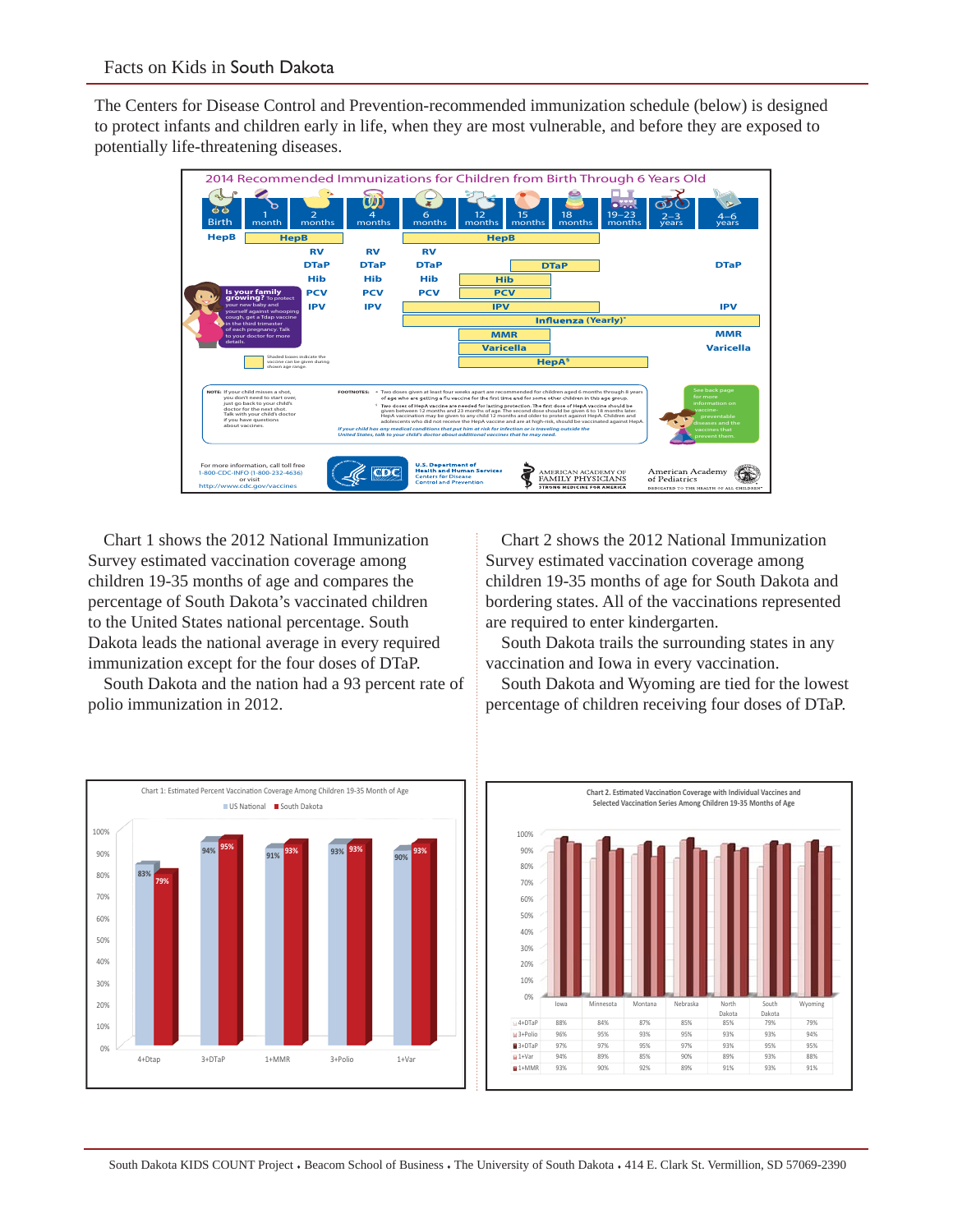The Centers for Disease Control and Prevention-recommended immunization schedule (below) is designed to protect infants and children early in life, when they are most vulnerable, and before they are exposed to potentially life-threatening diseases.

**2014 Recommended Immunizations for Children from Birth Through 6 Years Old**

| Birth | 1 month | 2 months | 4 months | 6 months | 12 months | 15 months | 18 months | 19–23 months | 2–3 years | 4–6 years |
|---|---|---|---|---|---|---|---|---|---|---|
| HepB | HepB | | | HepB | | | | | | |
| | | RV | RV | RV | | | | | | |
| | | DTaP | DTaP | DTaP | | DTaP | | | | DTaP |
| | | Hib | Hib | Hib | Hib | | | | | |
| | | PCV | PCV | PCV | PCV | | | | | |
| | | IPV | IPV | IPV | | | | | | IPV |
| | | | | Influenza (Yearly)* | | | | | | |
| | | | | | MMR | | | | | MMR |
| | | | | | Varicella | | | | | Varicella |
| | | | | | HepA§ | | | | | |

**Is your family growing?** To protect your new baby and yourself against whooping cough, get a Tdap vaccine in the third trimester of each pregnancy. Talk to your doctor for more details.

Shaded boxes indicate the vaccine can be given during shown age range.

NOTE: If your child misses a shot, you don't need to start over, just go back to your child's doctor for the next shot. Talk with your child's doctor if you have questions about vaccines.

FOOTNOTES:
* Two doses given at least four weeks apart are recommended for children aged 6 months through 8 years of age who are getting a flu vaccine for the first time and for some other children in this age group.
§ Two doses of HepA vaccine are needed for lasting protection. The first dose of HepA vaccine should be given between 12 months and 23 months of age. The second dose should be given 6 to 18 months later. HepA vaccination may be given to any child 12 months and older to protect against HepA. Children and adolescents who did not receive the HepA vaccine and are at high-risk, should be vaccinated against HepA.

*If your child has any medical conditions that put him at risk for infection or is traveling outside the United States, talk to your child's doctor about additional vaccines that he may need.*

See back page for more information on vaccine-preventable diseases and the vaccines that prevent them.

For more information, call toll free 1-800-CDC-INFO (1-800-232-4636) or visit http://www.cdc.gov/vaccines

U.S. Department of Health and Human Services, Centers for Disease Control and Prevention · American Academy of Family Physicians · American Academy of Pediatrics

Chart 1 shows the 2012 National Immunization Survey estimated vaccination coverage among children 19-35 months of age and compares the percentage of South Dakota's vaccinated children to the United States national percentage. South Dakota leads the national average in every required immunization except for the four doses of DTaP.

South Dakota and the nation had a 93 percent rate of polio immunization in 2012.

Chart 2 shows the 2012 National Immunization Survey estimated vaccination coverage among children 19-35 months of age for South Dakota and bordering states. All of the vaccinations represented are required to enter kindergarten.

South Dakota trails the surrounding states in any vaccination and Iowa in every vaccination.

South Dakota and Wyoming are tied for the lowest percentage of children receiving four doses of DTaP.

**Chart 1: Estimated Percent Vaccination Coverage Among Children 19-35 Month of Age**

| | 4+Dtap | 3+DTaP | 1+MMR | 3+Polio | 1+Var |
|---|---|---|---|---|---|
| US National | 83% | 94% | 91% | 93% | 90% |
| South Dakota | 79% | 95% | 93% | 93% | 93% |

**Chart 2. Estimated Vaccination Coverage with Individual Vaccines and Selected Vaccination Series Among Children 19-35 Months of Age**

| | Iowa | Minnesota | Montana | Nebraska | North Dakota | South Dakota | Wyoming |
|---|---|---|---|---|---|---|---|
| 4+DTaP | 88% | 84% | 87% | 85% | 85% | 79% | 79% |
| 3+Polio | 96% | 95% | 93% | 95% | 93% | 93% | 94% |
| 3+DTaP | 97% | 97% | 95% | 97% | 93% | 95% | 95% |
| 1+Var | 94% | 89% | 85% | 90% | 89% | 93% | 88% |
| 1+MMR | 93% | 90% | 92% | 89% | 91% | 93% | 91% |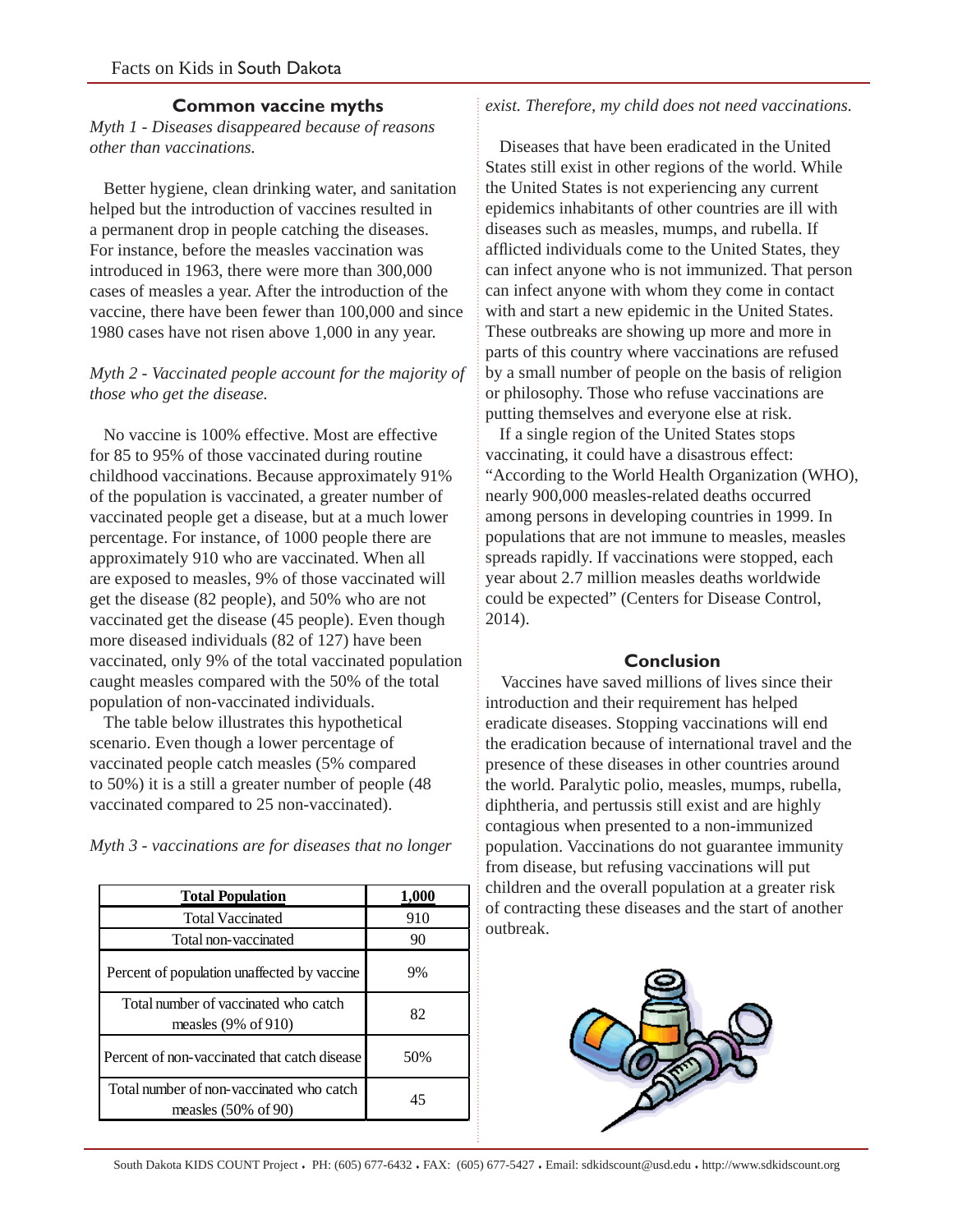## Common vaccine myths

*Myth 1 - Diseases disappeared because of reasons other than vaccinations.*

Better hygiene, clean drinking water, and sanitation helped but the introduction of vaccines resulted in a permanent drop in people catching the diseases. For instance, before the measles vaccination was introduced in 1963, there were more than 300,000 cases of measles a year. After the introduction of the vaccine, there have been fewer than 100,000 and since 1980 cases have not risen above 1,000 in any year.

*Myth 2 - Vaccinated people account for the majority of those who get the disease.*

No vaccine is 100% effective. Most are effective for 85 to 95% of those vaccinated during routine childhood vaccinations. Because approximately 91% of the population is vaccinated, a greater number of vaccinated people get a disease, but at a much lower percentage. For instance, of 1000 people there are approximately 910 who are vaccinated. When all are exposed to measles, 9% of those vaccinated will get the disease (82 people), and 50% who are not vaccinated get the disease (45 people). Even though more diseased individuals (82 of 127) have been vaccinated, only 9% of the total vaccinated population caught measles compared with the 50% of the total population of non-vaccinated individuals.

The table below illustrates this hypothetical scenario. Even though a lower percentage of vaccinated people catch measles (5% compared to 50%) it is a still a greater number of people (48 vaccinated compared to 25 non-vaccinated).

| Total Population | 1,000 |
|---|---|
| Total Vaccinated | 910 |
| Total non-vaccinated | 90 |
| Percent of population unaffected by vaccine | 9% |
| Total number of vaccinated who catch measles (9% of 910) | 82 |
| Percent of non-vaccinated that catch disease | 50% |
| Total number of non-vaccinated who catch measles (50% of 90) | 45 |

*Myth 3 - vaccinations are for diseases that no longer exist. Therefore, my child does not need vaccinations.*

Diseases that have been eradicated in the United States still exist in other regions of the world. While the United States is not experiencing any current epidemics inhabitants of other countries are ill with diseases such as measles, mumps, and rubella. If afflicted individuals come to the United States, they can infect anyone who is not immunized. That person can infect anyone with whom they come in contact with and start a new epidemic in the United States. These outbreaks are showing up more and more in parts of this country where vaccinations are refused by a small number of people on the basis of religion or philosophy. Those who refuse vaccinations are putting themselves and everyone else at risk.

If a single region of the United States stops vaccinating, it could have a disastrous effect: "According to the World Health Organization (WHO), nearly 900,000 measles-related deaths occurred among persons in developing countries in 1999. In populations that are not immune to measles, measles spreads rapidly. If vaccinations were stopped, each year about 2.7 million measles deaths worldwide could be expected" (Centers for Disease Control, 2014).

## Conclusion

Vaccines have saved millions of lives since their introduction and their requirement has helped eradicate diseases. Stopping vaccinations will end the eradication because of international travel and the presence of these diseases in other countries around the world. Paralytic polio, measles, mumps, rubella, diphtheria, and pertussis still exist and are highly contagious when presented to a non-immunized population. Vaccinations do not guarantee immunity from disease, but refusing vaccinations will put children and the overall population at a greater risk of contracting these diseases and the start of another outbreak.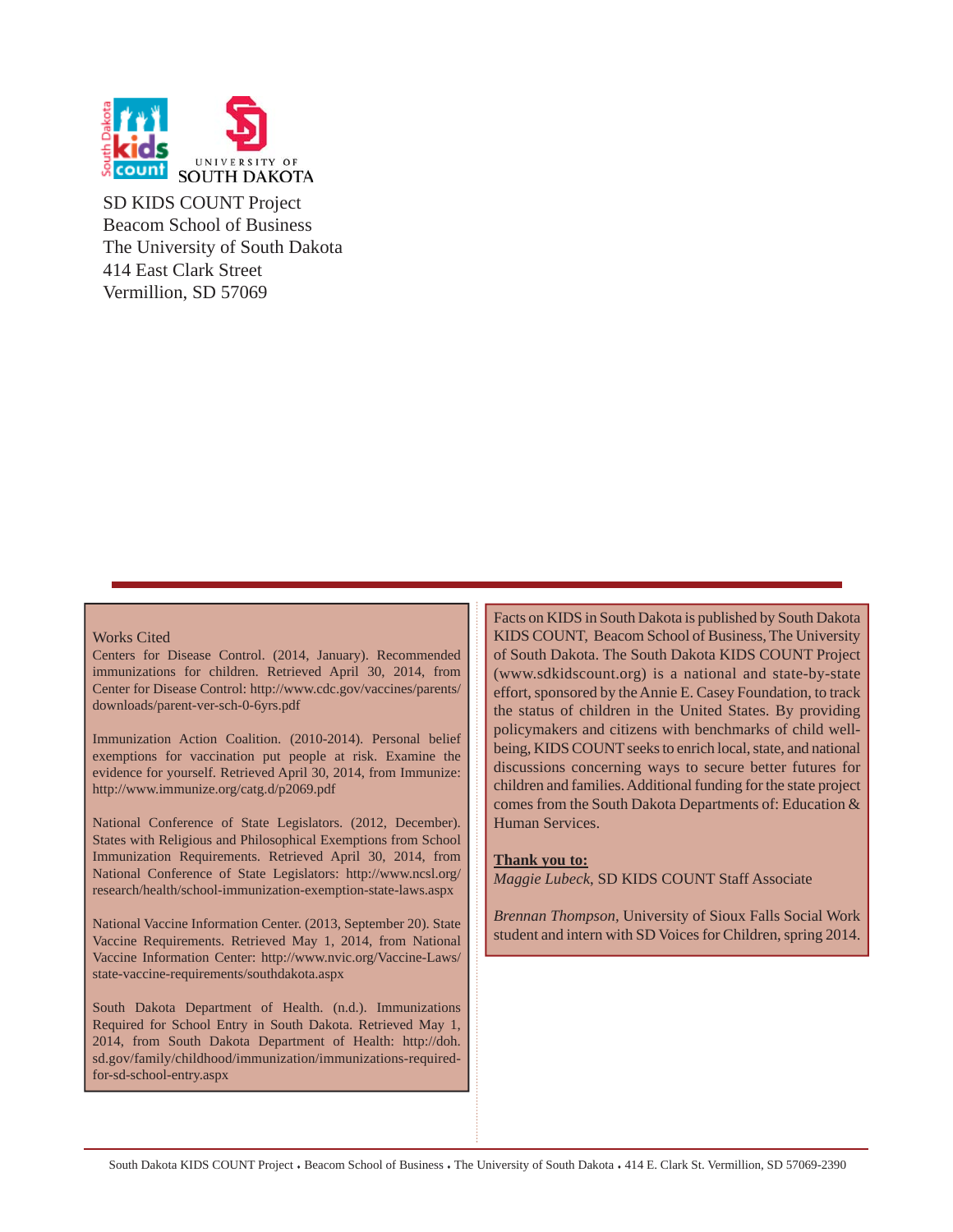SD KIDS COUNT Project
Beacom School of Business
The University of South Dakota
414 East Clark Street
Vermillion, SD 57069

Works Cited

Centers for Disease Control. (2014, January). Recommended immunizations for children. Retrieved April 30, 2014, from Center for Disease Control: http://www.cdc.gov/vaccines/parents/downloads/parent-ver-sch-0-6yrs.pdf

Immunization Action Coalition. (2010-2014). Personal belief exemptions for vaccination put people at risk. Examine the evidence for yourself. Retrieved April 30, 2014, from Immunize: http://www.immunize.org/catg.d/p2069.pdf

National Conference of State Legislators. (2012, December). States with Religious and Philosophical Exemptions from School Immunization Requirements. Retrieved April 30, 2014, from National Conference of State Legislators: http://www.ncsl.org/research/health/school-immunization-exemption-state-laws.aspx

National Vaccine Information Center. (2013, September 20). State Vaccine Requirements. Retrieved May 1, 2014, from National Vaccine Information Center: http://www.nvic.org/Vaccine-Laws/state-vaccine-requirements/southdakota.aspx

South Dakota Department of Health. (n.d.). Immunizations Required for School Entry in South Dakota. Retrieved May 1, 2014, from South Dakota Department of Health: http://doh.sd.gov/family/childhood/immunization/immunizations-required-for-sd-school-entry.aspx

Facts on KIDS in South Dakota is published by South Dakota KIDS COUNT, Beacom School of Business, The University of South Dakota. The South Dakota KIDS COUNT Project (www.sdkidscount.org) is a national and state-by-state effort, sponsored by the Annie E. Casey Foundation, to track the status of children in the United States. By providing policymakers and citizens with benchmarks of child well-being, KIDS COUNT seeks to enrich local, state, and national discussions concerning ways to secure better futures for children and families. Additional funding for the state project comes from the South Dakota Departments of: Education & Human Services.

**Thank you to:**

*Maggie Lubeck*, SD KIDS COUNT Staff Associate

*Brennan Thompson*, University of Sioux Falls Social Work student and intern with SD Voices for Children, spring 2014.

South Dakota KIDS COUNT Project • Beacom School of Business • The University of South Dakota • 414 E. Clark St. Vermillion, SD 57069-2390